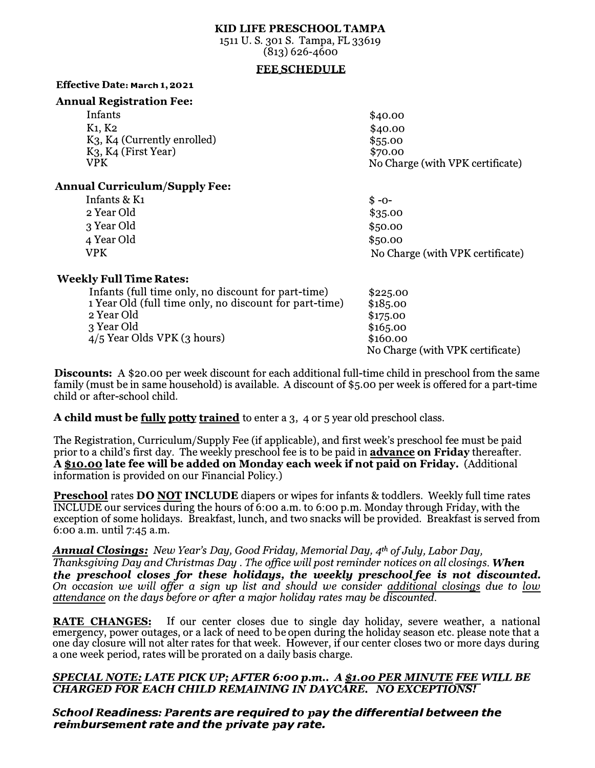# KID LIFE PRESCHOOL TAMPA

1511 U. S. 301 S. Tampa, FL 33619
(813) 626-4600

## FEE SCHEDULE

**Effective Date: March 1, 2021**

### Annual Registration Fee:

| | |
|---|---|
| Infants | $40.00 |
| K1, K2 | $40.00 |
| K3, K4 (Currently enrolled) | $55.00 |
| K3, K4 (First Year) | $70.00 |
| VPK | No Charge (with VPK certificate) |

### Annual Curriculum/Supply Fee:

| | |
|---|---|
| Infants & K1 | $ -0- |
| 2 Year Old | $35.00 |
| 3 Year Old | $50.00 |
| 4 Year Old | $50.00 |
| VPK | No Charge (with VPK certificate) |

### Weekly Full Time Rates:

| | |
|---|---|
| Infants (full time only, no discount for part-time) | $225.00 |
| 1 Year Old (full time only, no discount for part-time) | $185.00 |
| 2 Year Old | $175.00 |
| 3 Year Old | $165.00 |
| 4/5 Year Olds VPK (3 hours) | $160.00 |
| | No Charge (with VPK certificate) |

**Discounts:** A $20.00 per week discount for each additional full-time child in preschool from the same family (must be in same household) is available. A discount of $5.00 per week is offered for a part-time child or after-school child.

**A child must be <u>fully potty trained</u>** to enter a 3, 4 or 5 year old preschool class.

The Registration, Curriculum/Supply Fee (if applicable), and first week's preschool fee must be paid prior to a child's first day. The weekly preschool fee is to be paid in **<u>advance</u> on Friday** thereafter. **A <u>$10.00</u> late fee will be added on Monday each week if not paid on Friday.** (Additional information is provided on our Financial Policy.)

**<u>Preschool</u>** rates **DO <u>NOT</u> INCLUDE** diapers or wipes for infants & toddlers. Weekly full time rates INCLUDE our services during the hours of 6:00 a.m. to 6:00 p.m. Monday through Friday, with the exception of some holidays. Breakfast, lunch, and two snacks will be provided. Breakfast is served from 6:00 a.m. until 7:45 a.m.

***<u>Annual Closings:</u>*** *New Year's Day, Good Friday, Memorial Day, 4th of July, Labor Day, Thanksgiving Day and Christmas Day . The office will post reminder notices on all closings.* ***When the preschool closes for these holidays, the weekly preschool fee is not discounted.*** *On occasion we will offer a sign up list and should we consider <u>additional closings</u> due to <u>low attendance</u> on the days before or after a major holiday rates may be discounted.*

**<u>RATE CHANGES:</u>** If our center closes due to single day holiday, severe weather, a national emergency, power outages, or a lack of need to be open during the holiday season etc. please note that a one day closure will not alter rates for that week. However, if our center closes two or more days during a one week period, rates will be prorated on a daily basis charge.

*<u>SPECIAL NOTE:</u> LATE PICK UP; AFTER 6:00 p.m.. A <u>$1.00 PER MINUTE</u> FEE WILL BE CHARGED FOR EACH CHILD REMAINING IN DAYCARE. NO EXCEPTIONS!*

***School Readiness: Parents are required to pay the differential between the reimbursement rate and the private pay rate.***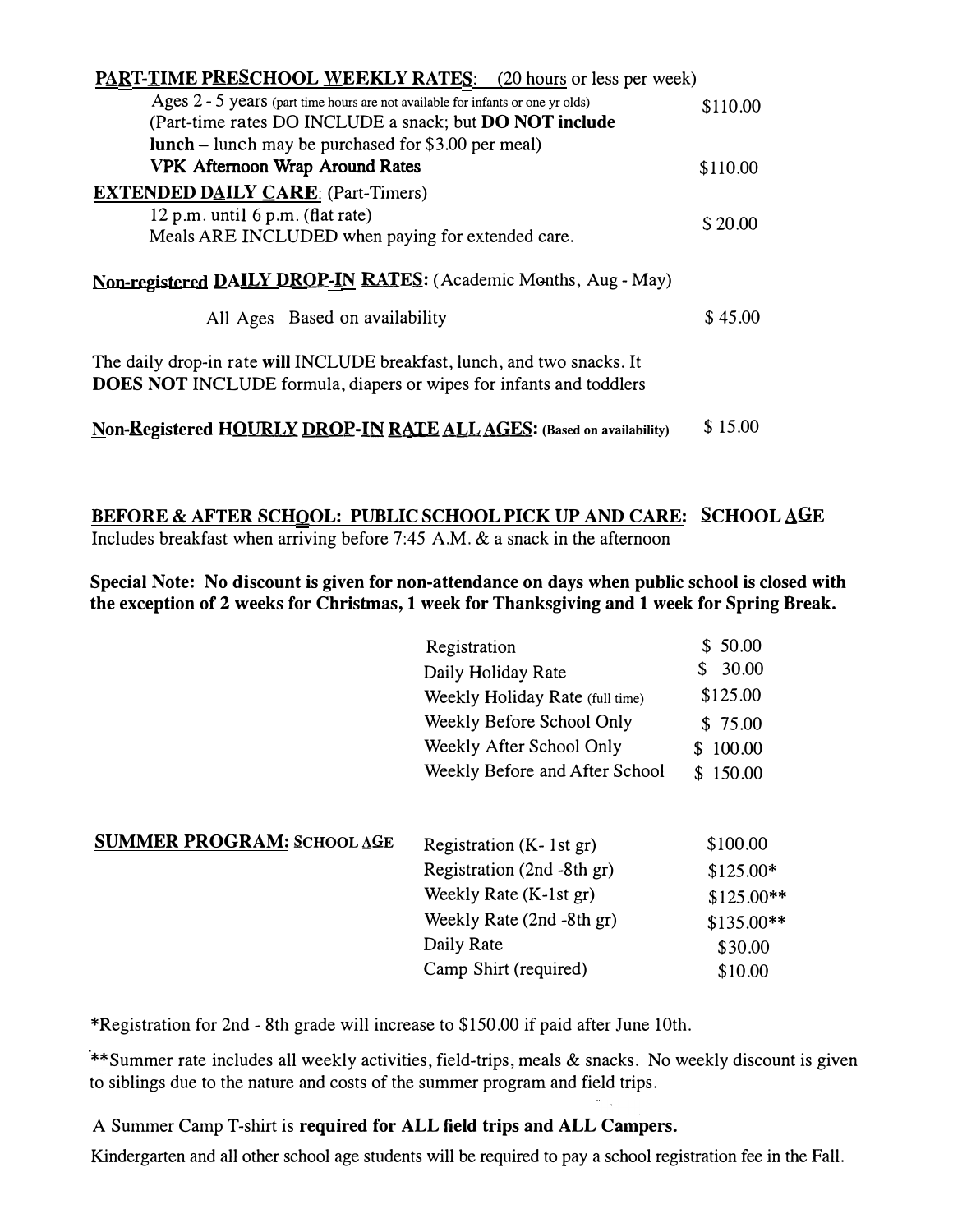**PART-TIME PRESCHOOL WEEKLY RATES**: (20 hours or less per week)

| | |
|---|---|
| Ages 2 - 5 years (part time hours are not available for infants or one yr olds) (Part-time rates DO INCLUDE a snack; but **DO NOT include lunch** – lunch may be purchased for $3.00 per meal) | $110.00 |
| **VPK Afternoon Wrap Around Rates** | $110.00 |

**EXTENDED DAILY CARE**: (Part-Timers)

| | |
|---|---|
| 12 p.m. until 6 p.m. (flat rate) Meals ARE INCLUDED when paying for extended care. | $ 20.00 |

**Non-registered DAILY DROP-IN RATES:** (Academic Months, Aug - May)

| | |
|---|---|
| All Ages Based on availability | $ 45.00 |

The daily drop-in rate **will** INCLUDE breakfast, lunch, and two snacks. It **DOES NOT** INCLUDE formula, diapers or wipes for infants and toddlers

**Non-Registered HOURLY DROP-IN RATE ALL AGES:** (Based on availability) $ 15.00

**BEFORE & AFTER SCHOOL: PUBLIC SCHOOL PICK UP AND CARE: SCHOOL AGE**

Includes breakfast when arriving before 7:45 A.M. & a snack in the afternoon

**Special Note: No discount is given for non-attendance on days when public school is closed with the exception of 2 weeks for Christmas, 1 week for Thanksgiving and 1 week for Spring Break.**

| | |
|---|---|
| Registration | $ 50.00 |
| Daily Holiday Rate | $ 30.00 |
| Weekly Holiday Rate (full time) | $125.00 |
| Weekly Before School Only | $ 75.00 |
| Weekly After School Only | $ 100.00 |
| Weekly Before and After School | $ 150.00 |

**SUMMER PROGRAM: SCHOOL AGE**

| | |
|---|---|
| Registration (K- 1st gr) | $100.00 |
| Registration (2nd -8th gr) | $125.00* |
| Weekly Rate (K-1st gr) | $125.00** |
| Weekly Rate (2nd -8th gr) | $135.00** |
| Daily Rate | $30.00 |
| Camp Shirt (required) | $10.00 |

*Registration for 2nd - 8th grade will increase to $150.00 if paid after June 10th.

**Summer rate includes all weekly activities, field-trips, meals & snacks. No weekly discount is given to siblings due to the nature and costs of the summer program and field trips.

A Summer Camp T-shirt is **required for ALL field trips and ALL Campers.**

Kindergarten and all other school age students will be required to pay a school registration fee in the Fall.